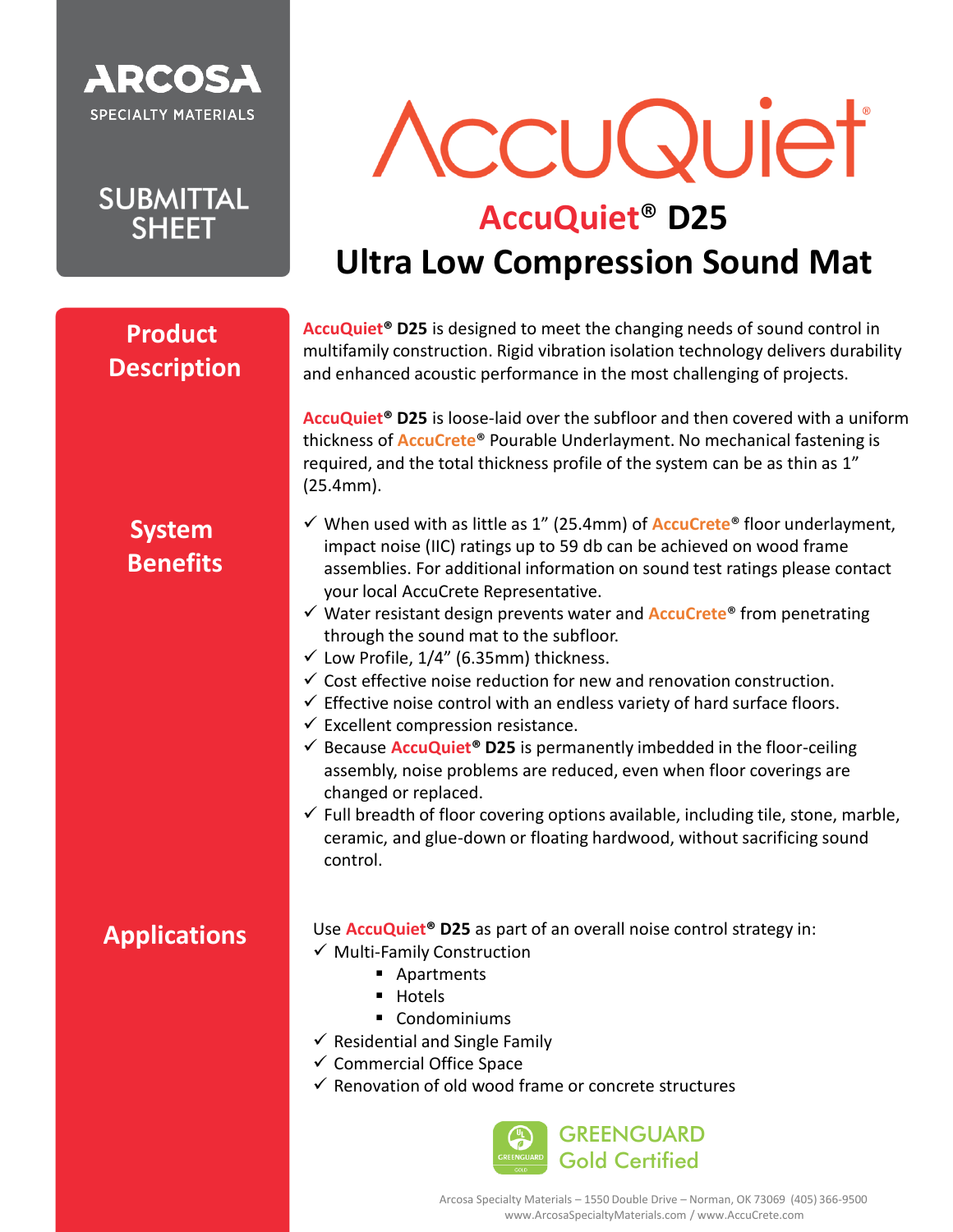ARCOSA SPECIALTY MATERIALS

SUBMITTAL SHEET

# AccuQuiet®

## AccuQuiet® D25
## Ultra Low Compression Sound Mat

### Product Description

**AccuQuiet® D25** is designed to meet the changing needs of sound control in multifamily construction. Rigid vibration isolation technology delivers durability and enhanced acoustic performance in the most challenging of projects.

**AccuQuiet® D25** is loose-laid over the subfloor and then covered with a uniform thickness of **AccuCrete®** Pourable Underlayment. No mechanical fastening is required, and the total thickness profile of the system can be as thin as 1" (25.4mm).

### System Benefits

- ✓ When used with as little as 1" (25.4mm) of **AccuCrete®** floor underlayment, impact noise (IIC) ratings up to 59 db can be achieved on wood frame assemblies. For additional information on sound test ratings please contact your local AccuCrete Representative.
- ✓ Water resistant design prevents water and **AccuCrete®** from penetrating through the sound mat to the subfloor.
- ✓ Low Profile, 1/4" (6.35mm) thickness.
- ✓ Cost effective noise reduction for new and renovation construction.
- ✓ Effective noise control with an endless variety of hard surface floors.
- ✓ Excellent compression resistance.
- ✓ Because **AccuQuiet® D25** is permanently imbedded in the floor-ceiling assembly, noise problems are reduced, even when floor coverings are changed or replaced.
- ✓ Full breadth of floor covering options available, including tile, stone, marble, ceramic, and glue-down or floating hardwood, without sacrificing sound control.

### Applications

Use **AccuQuiet® D25** as part of an overall noise control strategy in:

- ✓ Multi-Family Construction
  - Apartments
  - Hotels
  - Condominiums
- ✓ Residential and Single Family
- ✓ Commercial Office Space
- ✓ Renovation of old wood frame or concrete structures

GREENGUARD Gold Certified

Arcosa Specialty Materials – 1550 Double Drive – Norman, OK 73069 (405) 366-9500
www.ArcosaSpecialtyMaterials.com / www.AccuCrete.com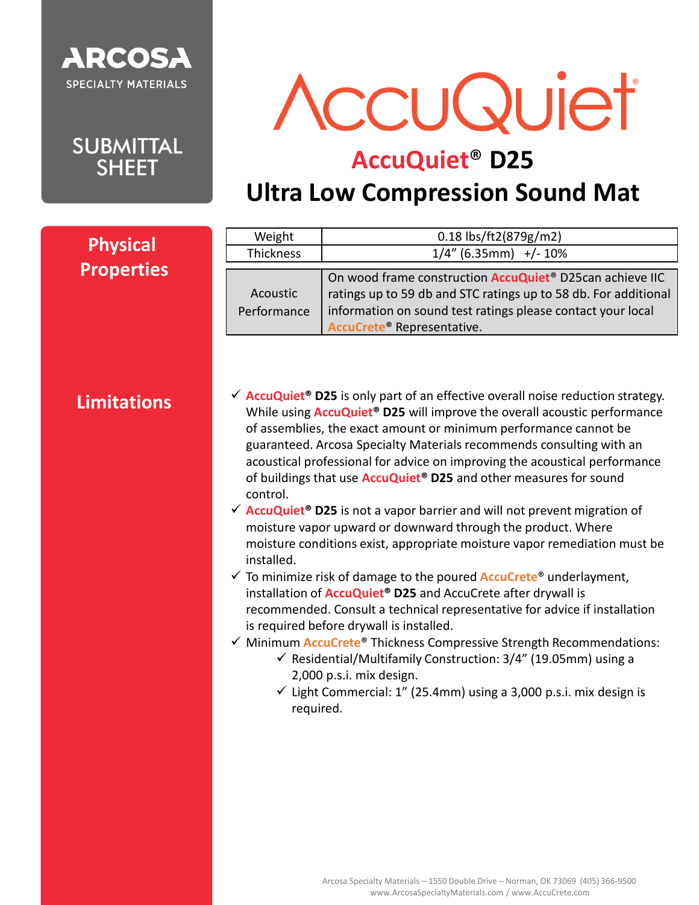ARCOSA
SPECIALTY MATERIALS

SUBMITTAL SHEET

# AccuQuiet®

## AccuQuiet® D25
## Ultra Low Compression Sound Mat

### Physical Properties

| Weight | 0.18 lbs/ft2(879g/m2) |
|---|---|
| Thickness | 1/4" (6.35mm) +/- 10% |
| Acoustic Performance | On wood frame construction AccuQuiet® D25can achieve IIC ratings up to 59 db and STC ratings up to 58 db. For additional information on sound test ratings please contact your local AccuCrete® Representative. |

### Limitations

- ✓ **AccuQuiet® D25** is only part of an effective overall noise reduction strategy. While using **AccuQuiet® D25** will improve the overall acoustic performance of assemblies, the exact amount or minimum performance cannot be guaranteed. Arcosa Specialty Materials recommends consulting with an acoustical professional for advice on improving the acoustical performance of buildings that use **AccuQuiet® D25** and other measures for sound control.
- ✓ **AccuQuiet® D25** is not a vapor barrier and will not prevent migration of moisture vapor upward or downward through the product. Where moisture conditions exist, appropriate moisture vapor remediation must be installed.
- ✓ To minimize risk of damage to the poured AccuCrete® underlayment, installation of **AccuQuiet® D25** and AccuCrete after drywall is recommended. Consult a technical representative for advice if installation is required before drywall is installed.
- ✓ Minimum AccuCrete® Thickness Compressive Strength Recommendations:
  - ✓ Residential/Multifamily Construction: 3/4" (19.05mm) using a 2,000 p.s.i. mix design.
  - ✓ Light Commercial: 1" (25.4mm) using a 3,000 p.s.i. mix design is required.

Arcosa Specialty Materials – 1550 Double Drive – Norman, OK 73069 (405) 366-9500
www.ArcosaSpecialtyMaterials.com / www.AccuCrete.com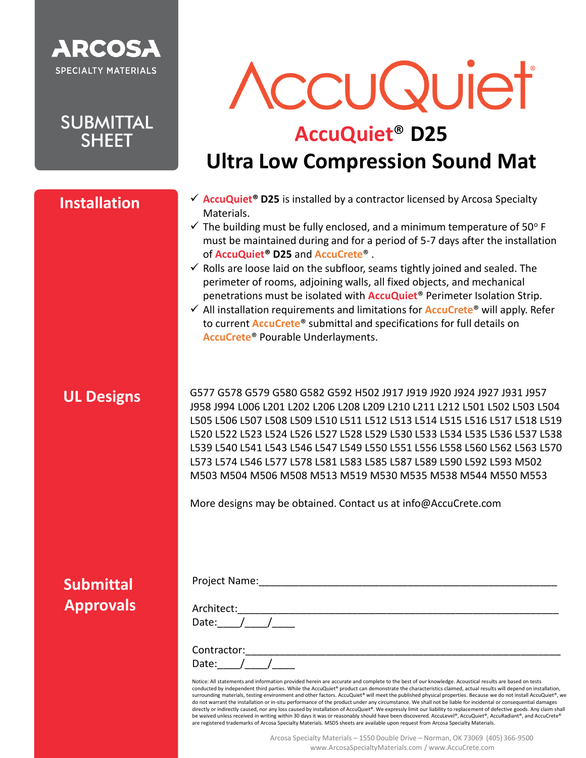ARCOSA
SPECIALTY MATERIALS

SUBMITTAL SHEET

# AccuQuiet® D25
# Ultra Low Compression Sound Mat

## Installation

- ✓ **AccuQuiet® D25** is installed by a contractor licensed by Arcosa Specialty Materials.
- ✓ The building must be fully enclosed, and a minimum temperature of 50° F must be maintained during and for a period of 5-7 days after the installation of **AccuQuiet® D25** and **AccuCrete®** .
- ✓ Rolls are loose laid on the subfloor, seams tightly joined and sealed. The perimeter of rooms, adjoining walls, all fixed objects, and mechanical penetrations must be isolated with **AccuQuiet®** Perimeter Isolation Strip.
- ✓ All installation requirements and limitations for **AccuCrete®** will apply. Refer to current **AccuCrete®** submittal and specifications for full details on **AccuCrete®** Pourable Underlayments.

## UL Designs

G577 G578 G579 G580 G582 G592 H502 J917 J919 J920 J924 J927 J931 J957 J958 J994 L006 L201 L202 L206 L208 L209 L210 L211 L212 L501 L502 L503 L504 L505 L506 L507 L508 L509 L510 L511 L512 L513 L514 L515 L516 L517 L518 L519 L520 L522 L523 L524 L526 L527 L528 L529 L530 L533 L534 L535 L536 L537 L538 L539 L540 L541 L543 L546 L547 L549 L550 L551 L556 L558 L560 L562 L563 L570 L573 L574 L546 L577 L578 L581 L583 L585 L587 L589 L590 L592 L593 M502 M503 M504 M506 M508 M513 M519 M530 M535 M538 M544 M550 M553

More designs may be obtained. Contact us at info@AccuCrete.com

## Submittal Approvals

Project Name:_______________________________________________

Architect:_________________________________________________
Date:____/____/____

Contractor:________________________________________________
Date:____/____/____

Notice: All statements and information provided herein are accurate and complete to the best of our knowledge. Acoustical results are based on tests conducted by independent third parties. While the AccuQuiet® product can demonstrate the characteristics claimed, actual results will depend on installation, surrounding materials, testing environment and other factors. AccuQuiet® will meet the published physical properties. Because we do not install AccuQuiet®, we do not warrant the installation or in-situ performance of the product under any circumstance. We shall not be liable for incidental or consequential damages directly or indirectly caused, nor any loss caused by installation of AccuQuiet®. We expressly limit our liability to replacement of defective goods. Any claim shall be waived unless received in writing within 30 days it was or reasonably should have been discovered. AccuLevel®, AccuQuiet®, AccuRadiant®, and AccuCrete® are registered trademarks of Arcosa Specialty Materials. MSDS sheets are available upon request from Arcosa Specialty Materials.

Arcosa Specialty Materials – 1550 Double Drive – Norman, OK 73069 (405) 366-9500
www.ArcosaSpecialtyMaterials.com / www.AccuCrete.com